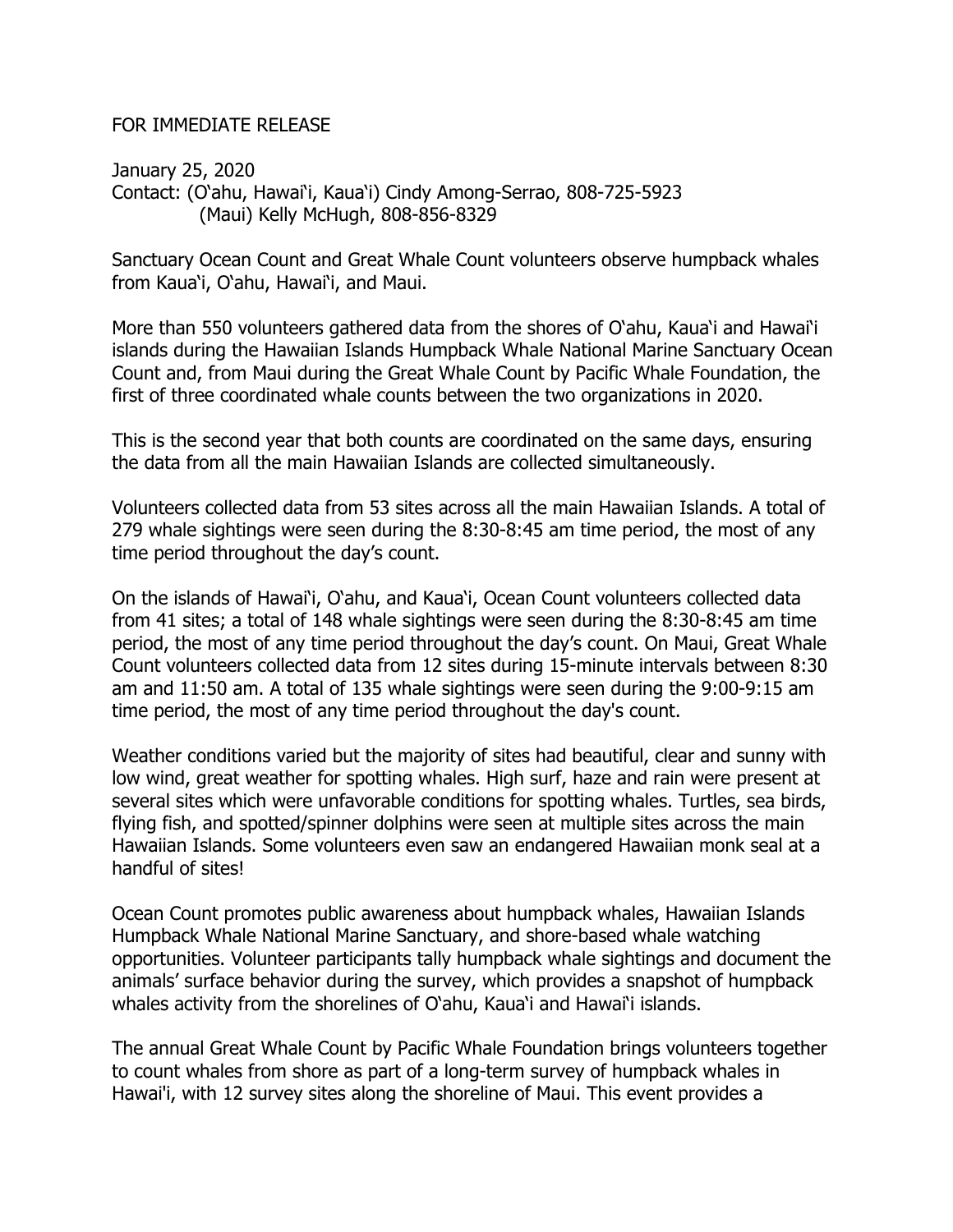FOR IMMEDIATE RELEASE

January 25, 2020
Contact: (O'ahu, Hawai'i, Kaua'i) Cindy Among-Serrao, 808-725-5923
(Maui) Kelly McHugh, 808-856-8329

Sanctuary Ocean Count and Great Whale Count volunteers observe humpback whales from Kaua'i, O'ahu, Hawai'i, and Maui.

More than 550 volunteers gathered data from the shores of O'ahu, Kaua'i and Hawai'i islands during the Hawaiian Islands Humpback Whale National Marine Sanctuary Ocean Count and, from Maui during the Great Whale Count by Pacific Whale Foundation, the first of three coordinated whale counts between the two organizations in 2020.

This is the second year that both counts are coordinated on the same days, ensuring the data from all the main Hawaiian Islands are collected simultaneously.

Volunteers collected data from 53 sites across all the main Hawaiian Islands. A total of 279 whale sightings were seen during the 8:30-8:45 am time period, the most of any time period throughout the day's count.

On the islands of Hawai'i, O'ahu, and Kaua'i, Ocean Count volunteers collected data from 41 sites; a total of 148 whale sightings were seen during the 8:30-8:45 am time period, the most of any time period throughout the day's count. On Maui, Great Whale Count volunteers collected data from 12 sites during 15-minute intervals between 8:30 am and 11:50 am. A total of 135 whale sightings were seen during the 9:00-9:15 am time period, the most of any time period throughout the day's count.

Weather conditions varied but the majority of sites had beautiful, clear and sunny with low wind, great weather for spotting whales. High surf, haze and rain were present at several sites which were unfavorable conditions for spotting whales. Turtles, sea birds, flying fish, and spotted/spinner dolphins were seen at multiple sites across the main Hawaiian Islands. Some volunteers even saw an endangered Hawaiian monk seal at a handful of sites!

Ocean Count promotes public awareness about humpback whales, Hawaiian Islands Humpback Whale National Marine Sanctuary, and shore-based whale watching opportunities. Volunteer participants tally humpback whale sightings and document the animals' surface behavior during the survey, which provides a snapshot of humpback whales activity from the shorelines of O'ahu, Kaua'i and Hawai'i islands.

The annual Great Whale Count by Pacific Whale Foundation brings volunteers together to count whales from shore as part of a long-term survey of humpback whales in Hawai'i, with 12 survey sites along the shoreline of Maui. This event provides a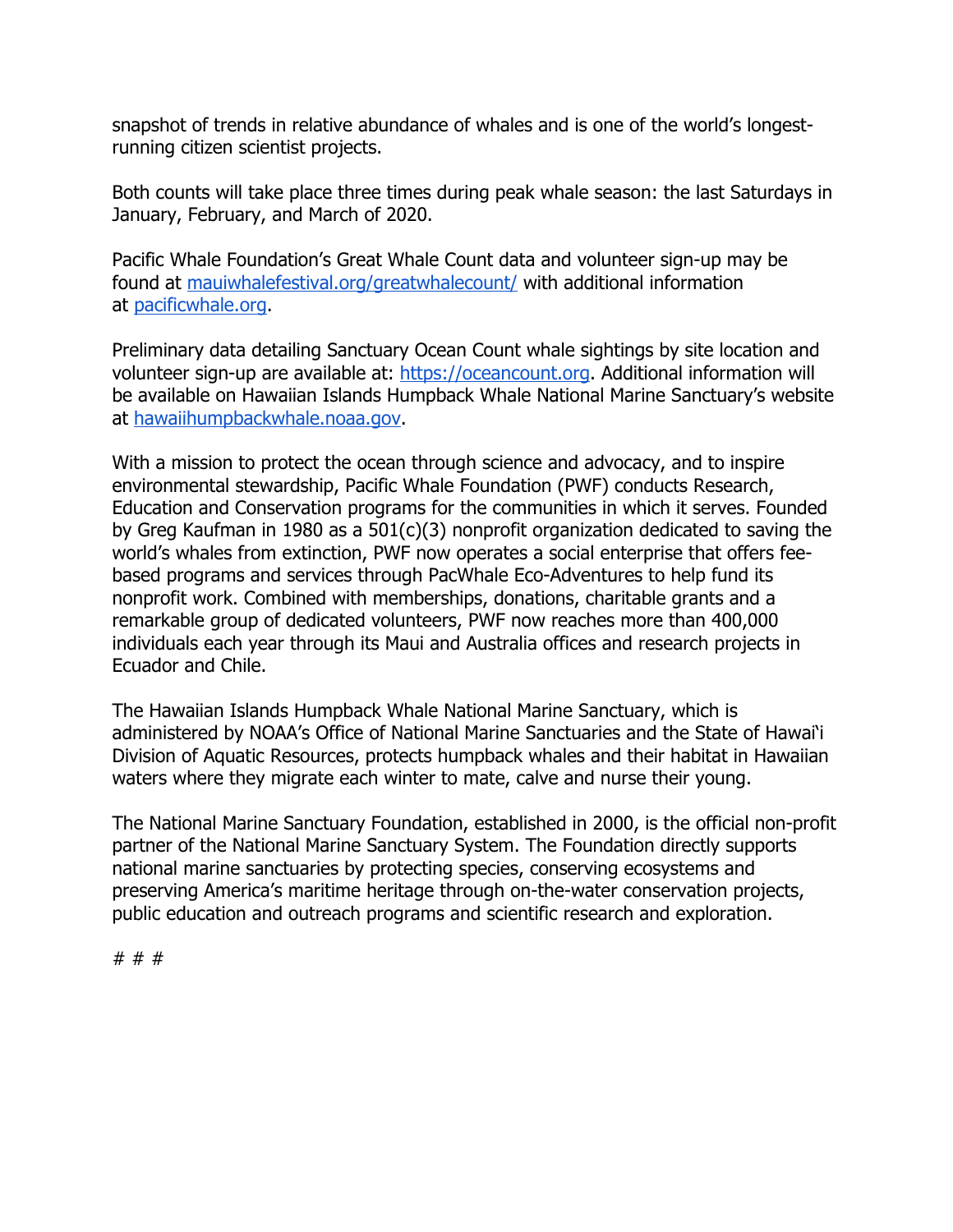snapshot of trends in relative abundance of whales and is one of the world's longest-running citizen scientist projects.

Both counts will take place three times during peak whale season: the last Saturdays in January, February, and March of 2020.

Pacific Whale Foundation's Great Whale Count data and volunteer sign-up may be found at [mauiwhalefestival.org/greatwhalecount/](mauiwhalefestival.org/greatwhalecount/) with additional information at [pacificwhale.org](pacificwhale.org).

Preliminary data detailing Sanctuary Ocean Count whale sightings by site location and volunteer sign-up are available at: [https://oceancount.org](https://oceancount.org). Additional information will be available on Hawaiian Islands Humpback Whale National Marine Sanctuary's website at [hawaiihumpbackwhale.noaa.gov](hawaiihumpbackwhale.noaa.gov).

With a mission to protect the ocean through science and advocacy, and to inspire environmental stewardship, Pacific Whale Foundation (PWF) conducts Research, Education and Conservation programs for the communities in which it serves. Founded by Greg Kaufman in 1980 as a 501(c)(3) nonprofit organization dedicated to saving the world's whales from extinction, PWF now operates a social enterprise that offers fee-based programs and services through PacWhale Eco-Adventures to help fund its nonprofit work. Combined with memberships, donations, charitable grants and a remarkable group of dedicated volunteers, PWF now reaches more than 400,000 individuals each year through its Maui and Australia offices and research projects in Ecuador and Chile.

The Hawaiian Islands Humpback Whale National Marine Sanctuary, which is administered by NOAA's Office of National Marine Sanctuaries and the State of Hawai'i Division of Aquatic Resources, protects humpback whales and their habitat in Hawaiian waters where they migrate each winter to mate, calve and nurse their young.

The National Marine Sanctuary Foundation, established in 2000, is the official non-profit partner of the National Marine Sanctuary System. The Foundation directly supports national marine sanctuaries by protecting species, conserving ecosystems and preserving America's maritime heritage through on-the-water conservation projects, public education and outreach programs and scientific research and exploration.

# # #